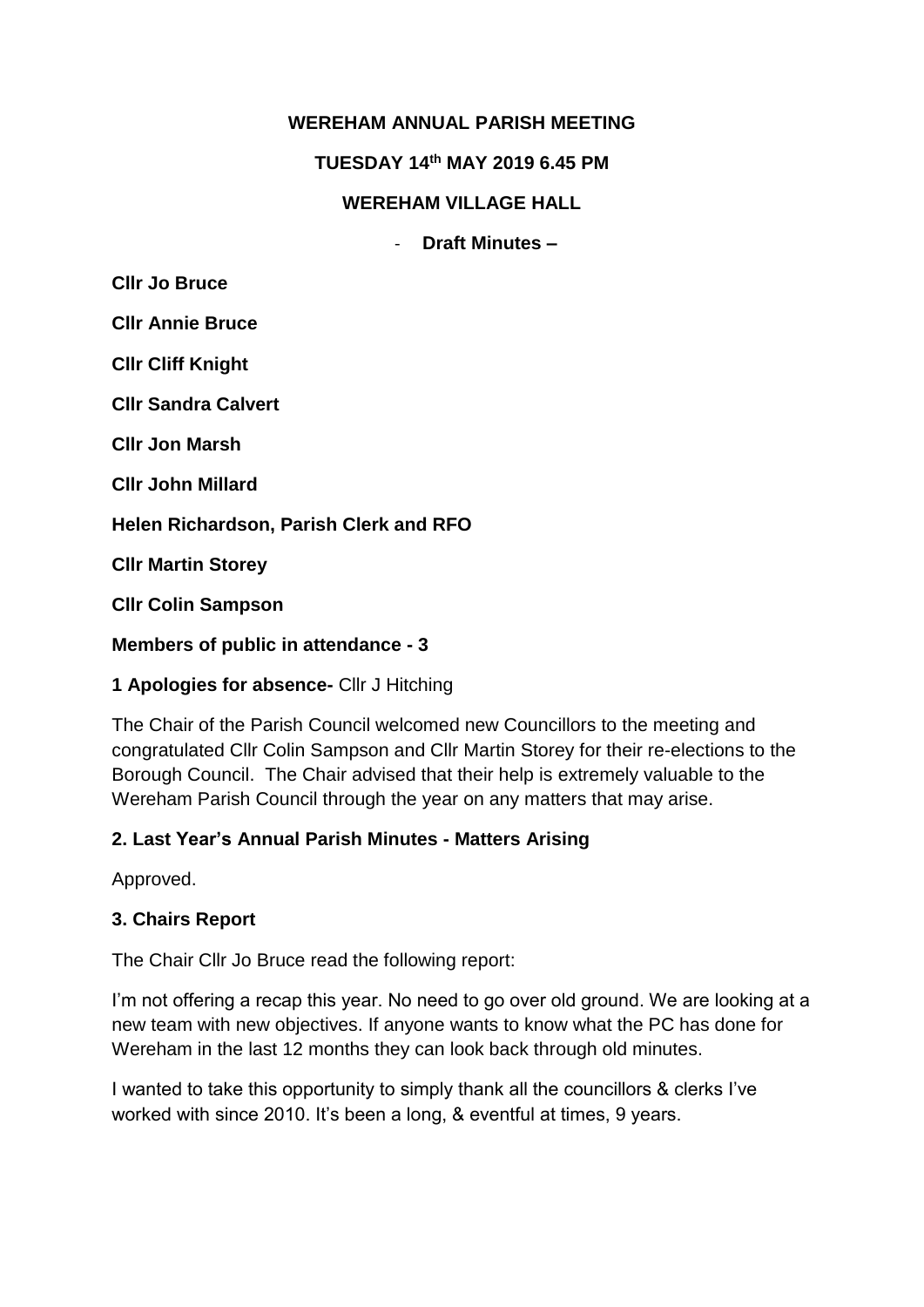**WEREHAM ANNUAL PARISH MEETING**

**TUESDAY 14th MAY 2019 6.45 PM**

**WEREHAM VILLAGE HALL**

- **Draft Minutes –**

**Cllr Jo Bruce**

**Cllr Annie Bruce**

**Cllr Cliff Knight**

**Cllr Sandra Calvert**

**Cllr Jon Marsh**

**Cllr John Millard**

**Helen Richardson, Parish Clerk and RFO**

**Cllr Martin Storey**

**Cllr Colin Sampson**

**Members of public in attendance - 3**

**1 Apologies for absence-** Cllr J Hitching

The Chair of the Parish Council welcomed new Councillors to the meeting and congratulated Cllr Colin Sampson and Cllr Martin Storey for their re-elections to the Borough Council. The Chair advised that their help is extremely valuable to the Wereham Parish Council through the year on any matters that may arise.

**2. Last Year's Annual Parish Minutes - Matters Arising**

Approved.

**3. Chairs Report**

The Chair Cllr Jo Bruce read the following report:

I'm not offering a recap this year. No need to go over old ground. We are looking at a new team with new objectives. If anyone wants to know what the PC has done for Wereham in the last 12 months they can look back through old minutes.

I wanted to take this opportunity to simply thank all the councillors & clerks I've worked with since 2010. It's been a long, & eventful at times, 9 years.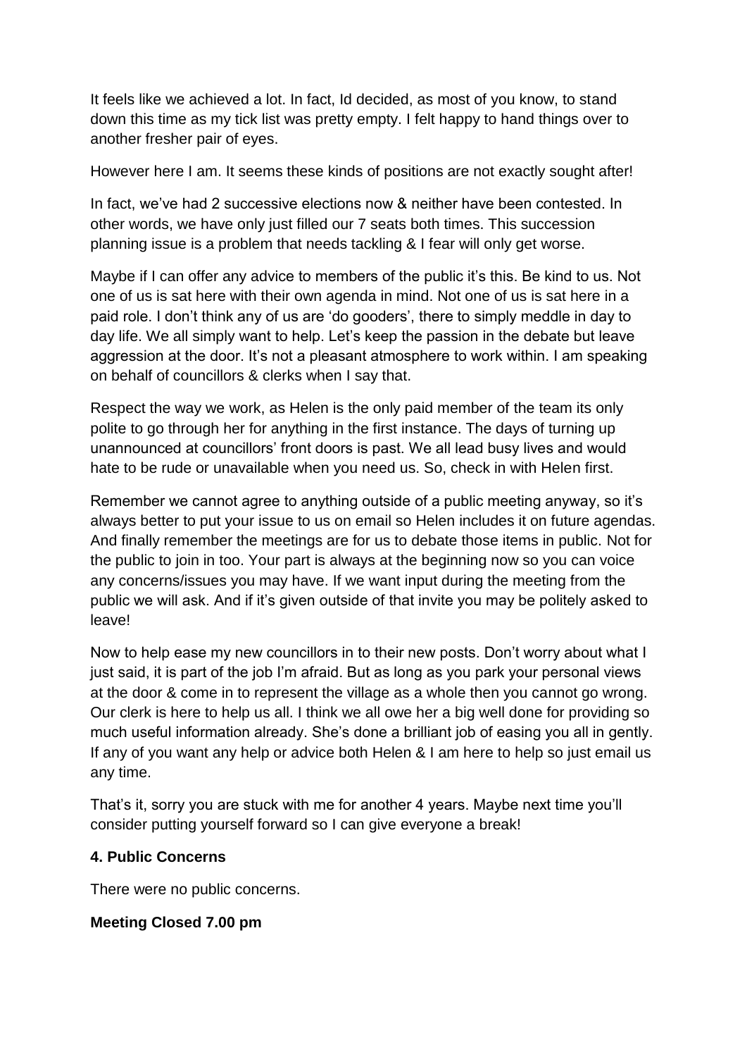It feels like we achieved a lot. In fact, Id decided, as most of you know, to stand down this time as my tick list was pretty empty. I felt happy to hand things over to another fresher pair of eyes.

However here I am. It seems these kinds of positions are not exactly sought after!

In fact, we've had 2 successive elections now & neither have been contested. In other words, we have only just filled our 7 seats both times. This succession planning issue is a problem that needs tackling & I fear will only get worse.

Maybe if I can offer any advice to members of the public it's this. Be kind to us. Not one of us is sat here with their own agenda in mind. Not one of us is sat here in a paid role. I don't think any of us are 'do gooders', there to simply meddle in day to day life. We all simply want to help. Let's keep the passion in the debate but leave aggression at the door. It's not a pleasant atmosphere to work within. I am speaking on behalf of councillors & clerks when I say that.

Respect the way we work, as Helen is the only paid member of the team its only polite to go through her for anything in the first instance. The days of turning up unannounced at councillors' front doors is past. We all lead busy lives and would hate to be rude or unavailable when you need us. So, check in with Helen first.

Remember we cannot agree to anything outside of a public meeting anyway, so it's always better to put your issue to us on email so Helen includes it on future agendas. And finally remember the meetings are for us to debate those items in public. Not for the public to join in too. Your part is always at the beginning now so you can voice any concerns/issues you may have. If we want input during the meeting from the public we will ask. And if it's given outside of that invite you may be politely asked to leave!

Now to help ease my new councillors in to their new posts. Don't worry about what I just said, it is part of the job I'm afraid. But as long as you park your personal views at the door & come in to represent the village as a whole then you cannot go wrong. Our clerk is here to help us all. I think we all owe her a big well done for providing so much useful information already. She's done a brilliant job of easing you all in gently. If any of you want any help or advice both Helen & I am here to help so just email us any time.

That's it, sorry you are stuck with me for another 4 years. Maybe next time you'll consider putting yourself forward so I can give everyone a break!

**4. Public Concerns**

There were no public concerns.

**Meeting Closed 7.00 pm**